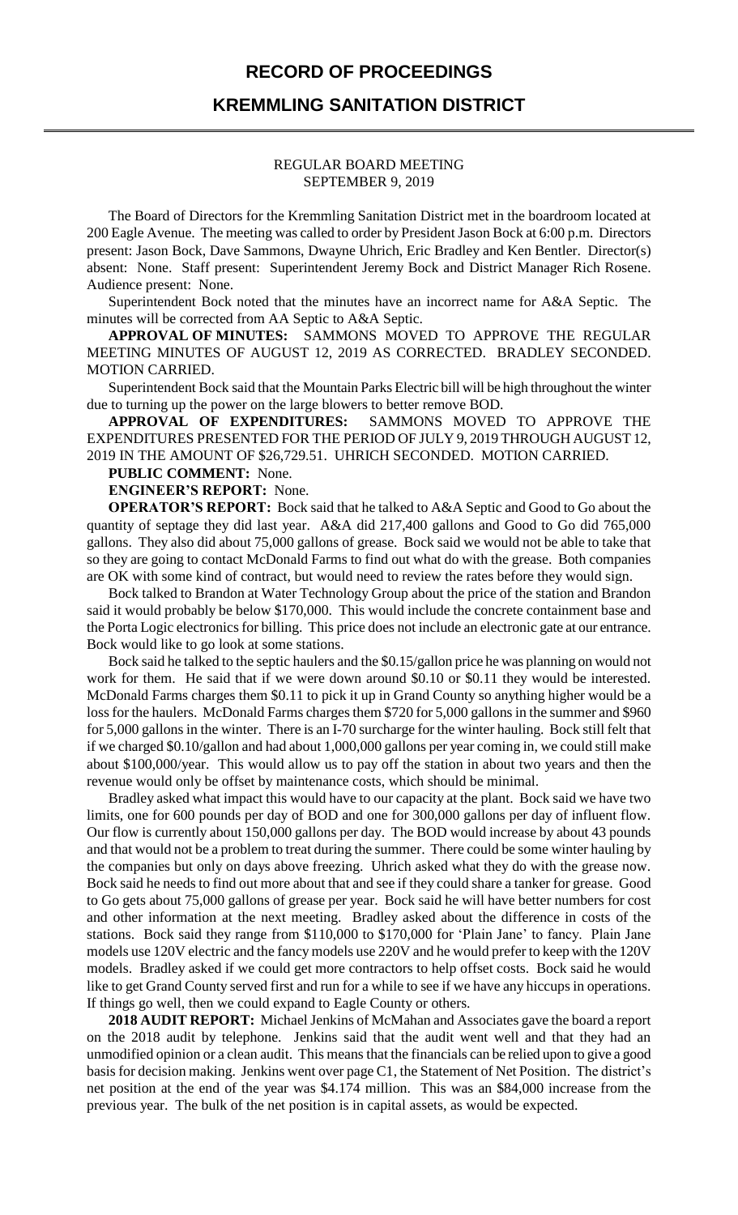# RECORD OF PROCEEDINGS

## KREMMLING SANITATION DISTRICT

REGULAR BOARD MEETING
SEPTEMBER 9, 2019

The Board of Directors for the Kremmling Sanitation District met in the boardroom located at 200 Eagle Avenue. The meeting was called to order by President Jason Bock at 6:00 p.m. Directors present: Jason Bock, Dave Sammons, Dwayne Uhrich, Eric Bradley and Ken Bentler. Director(s) absent: None. Staff present: Superintendent Jeremy Bock and District Manager Rich Rosene. Audience present: None.

Superintendent Bock noted that the minutes have an incorrect name for A&A Septic. The minutes will be corrected from AA Septic to A&A Septic.

**APPROVAL OF MINUTES:** SAMMONS MOVED TO APPROVE THE REGULAR MEETING MINUTES OF AUGUST 12, 2019 AS CORRECTED. BRADLEY SECONDED. MOTION CARRIED.

Superintendent Bock said that the Mountain Parks Electric bill will be high throughout the winter due to turning up the power on the large blowers to better remove BOD.

**APPROVAL OF EXPENDITURES:** SAMMONS MOVED TO APPROVE THE EXPENDITURES PRESENTED FOR THE PERIOD OF JULY 9, 2019 THROUGH AUGUST 12, 2019 IN THE AMOUNT OF $26,729.51. UHRICH SECONDED. MOTION CARRIED.

**PUBLIC COMMENT:** None.

**ENGINEER'S REPORT:** None.

**OPERATOR'S REPORT:** Bock said that he talked to A&A Septic and Good to Go about the quantity of septage they did last year. A&A did 217,400 gallons and Good to Go did 765,000 gallons. They also did about 75,000 gallons of grease. Bock said we would not be able to take that so they are going to contact McDonald Farms to find out what do with the grease. Both companies are OK with some kind of contract, but would need to review the rates before they would sign.

Bock talked to Brandon at Water Technology Group about the price of the station and Brandon said it would probably be below $170,000. This would include the concrete containment base and the Porta Logic electronics for billing. This price does not include an electronic gate at our entrance. Bock would like to go look at some stations.

Bock said he talked to the septic haulers and the $0.15/gallon price he was planning on would not work for them. He said that if we were down around $0.10 or $0.11 they would be interested. McDonald Farms charges them $0.11 to pick it up in Grand County so anything higher would be a loss for the haulers. McDonald Farms charges them $720 for 5,000 gallons in the summer and $960 for 5,000 gallons in the winter. There is an I-70 surcharge for the winter hauling. Bock still felt that if we charged $0.10/gallon and had about 1,000,000 gallons per year coming in, we could still make about $100,000/year. This would allow us to pay off the station in about two years and then the revenue would only be offset by maintenance costs, which should be minimal.

Bradley asked what impact this would have to our capacity at the plant. Bock said we have two limits, one for 600 pounds per day of BOD and one for 300,000 gallons per day of influent flow. Our flow is currently about 150,000 gallons per day. The BOD would increase by about 43 pounds and that would not be a problem to treat during the summer. There could be some winter hauling by the companies but only on days above freezing. Uhrich asked what they do with the grease now. Bock said he needs to find out more about that and see if they could share a tanker for grease. Good to Go gets about 75,000 gallons of grease per year. Bock said he will have better numbers for cost and other information at the next meeting. Bradley asked about the difference in costs of the stations. Bock said they range from $110,000 to $170,000 for 'Plain Jane' to fancy. Plain Jane models use 120V electric and the fancy models use 220V and he would prefer to keep with the 120V models. Bradley asked if we could get more contractors to help offset costs. Bock said he would like to get Grand County served first and run for a while to see if we have any hiccups in operations. If things go well, then we could expand to Eagle County or others.

**2018 AUDIT REPORT:** Michael Jenkins of McMahan and Associates gave the board a report on the 2018 audit by telephone. Jenkins said that the audit went well and that they had an unmodified opinion or a clean audit. This means that the financials can be relied upon to give a good basis for decision making. Jenkins went over page C1, the Statement of Net Position. The district's net position at the end of the year was $4.174 million. This was an $84,000 increase from the previous year. The bulk of the net position is in capital assets, as would be expected.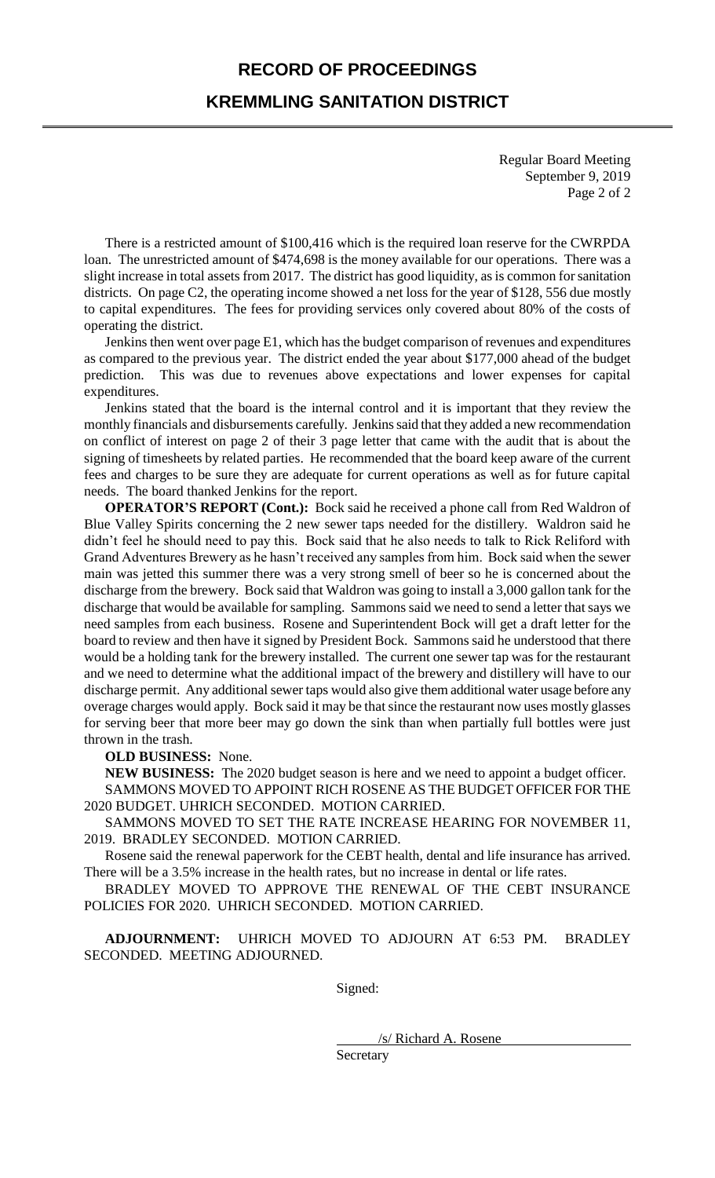There is a restricted amount of $100,416 which is the required loan reserve for the CWRPDA loan. The unrestricted amount of $474,698 is the money available for our operations. There was a slight increase in total assets from 2017. The district has good liquidity, as is common for sanitation districts. On page C2, the operating income showed a net loss for the year of $128, 556 due mostly to capital expenditures. The fees for providing services only covered about 80% of the costs of operating the district.

Jenkins then went over page E1, which has the budget comparison of revenues and expenditures as compared to the previous year. The district ended the year about $177,000 ahead of the budget prediction. This was due to revenues above expectations and lower expenses for capital expenditures.

Jenkins stated that the board is the internal control and it is important that they review the monthly financials and disbursements carefully. Jenkins said that they added a new recommendation on conflict of interest on page 2 of their 3 page letter that came with the audit that is about the signing of timesheets by related parties. He recommended that the board keep aware of the current fees and charges to be sure they are adequate for current operations as well as for future capital needs. The board thanked Jenkins for the report.

**OPERATOR'S REPORT (Cont.):** Bock said he received a phone call from Red Waldron of Blue Valley Spirits concerning the 2 new sewer taps needed for the distillery. Waldron said he didn't feel he should need to pay this. Bock said that he also needs to talk to Rick Reliford with Grand Adventures Brewery as he hasn't received any samples from him. Bock said when the sewer main was jetted this summer there was a very strong smell of beer so he is concerned about the discharge from the brewery. Bock said that Waldron was going to install a 3,000 gallon tank for the discharge that would be available for sampling. Sammons said we need to send a letter that says we need samples from each business. Rosene and Superintendent Bock will get a draft letter for the board to review and then have it signed by President Bock. Sammons said he understood that there would be a holding tank for the brewery installed. The current one sewer tap was for the restaurant and we need to determine what the additional impact of the brewery and distillery will have to our discharge permit. Any additional sewer taps would also give them additional water usage before any overage charges would apply. Bock said it may be that since the restaurant now uses mostly glasses for serving beer that more beer may go down the sink than when partially full bottles were just thrown in the trash.

**OLD BUSINESS:** None.

**NEW BUSINESS:** The 2020 budget season is here and we need to appoint a budget officer.

SAMMONS MOVED TO APPOINT RICH ROSENE AS THE BUDGET OFFICER FOR THE 2020 BUDGET. UHRICH SECONDED. MOTION CARRIED.

SAMMONS MOVED TO SET THE RATE INCREASE HEARING FOR NOVEMBER 11, 2019. BRADLEY SECONDED. MOTION CARRIED.

Rosene said the renewal paperwork for the CEBT health, dental and life insurance has arrived. There will be a 3.5% increase in the health rates, but no increase in dental or life rates.

BRADLEY MOVED TO APPROVE THE RENEWAL OF THE CEBT INSURANCE POLICIES FOR 2020. UHRICH SECONDED. MOTION CARRIED.

**ADJOURNMENT:** UHRICH MOVED TO ADJOURN AT 6:53 PM. BRADLEY SECONDED. MEETING ADJOURNED.

Signed:

/s/ Richard A. Rosene

Secretary